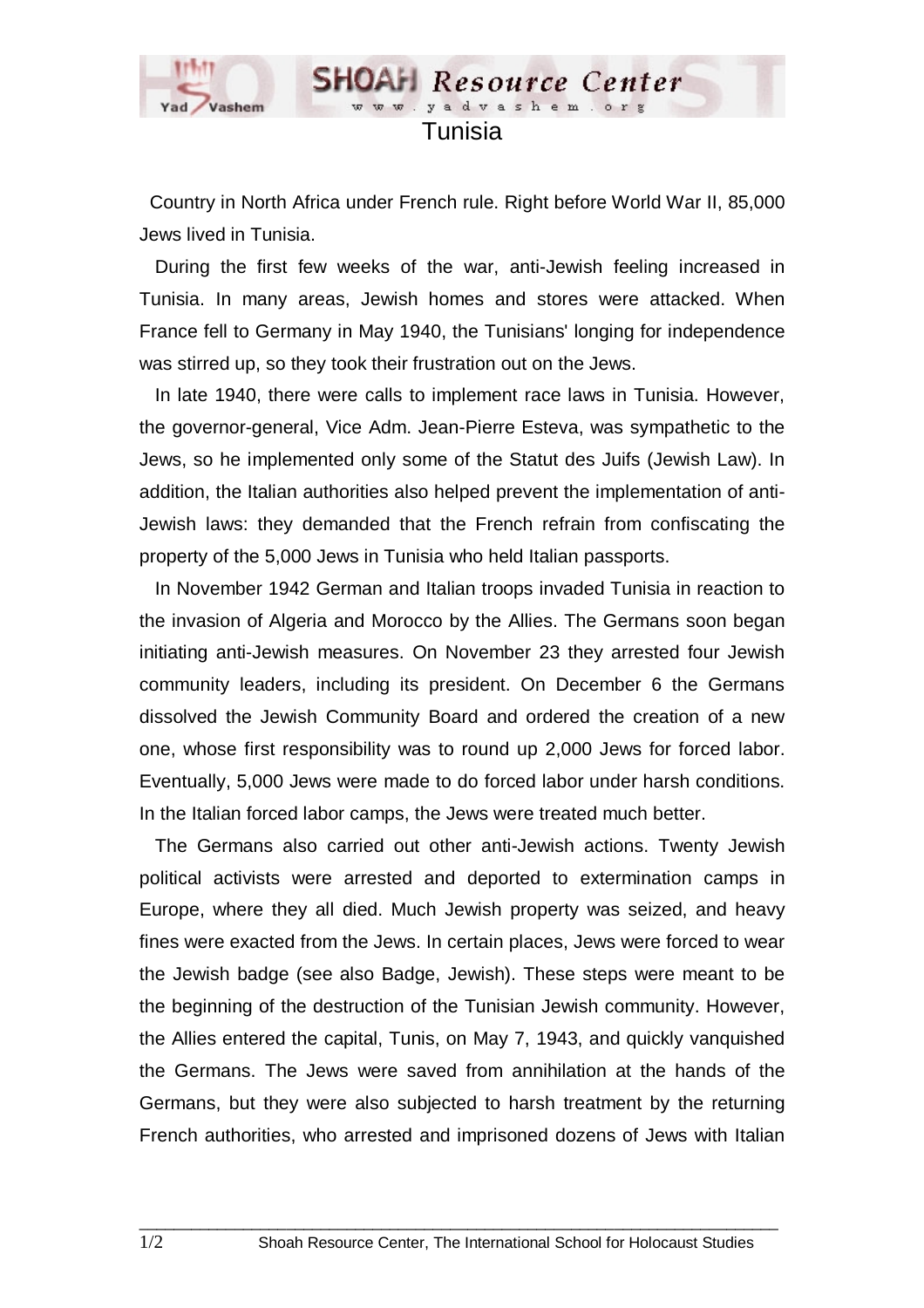# Tunisia

Country in North Africa under French rule. Right before World War II, 85,000 Jews lived in Tunisia.

During the first few weeks of the war, anti-Jewish feeling increased in Tunisia. In many areas, Jewish homes and stores were attacked. When France fell to Germany in May 1940, the Tunisians' longing for independence was stirred up, so they took their frustration out on the Jews.

In late 1940, there were calls to implement race laws in Tunisia. However, the governor-general, Vice Adm. Jean-Pierre Esteva, was sympathetic to the Jews, so he implemented only some of the Statut des Juifs (Jewish Law). In addition, the Italian authorities also helped prevent the implementation of anti-Jewish laws: they demanded that the French refrain from confiscating the property of the 5,000 Jews in Tunisia who held Italian passports.

In November 1942 German and Italian troops invaded Tunisia in reaction to the invasion of Algeria and Morocco by the Allies. The Germans soon began initiating anti-Jewish measures. On November 23 they arrested four Jewish community leaders, including its president. On December 6 the Germans dissolved the Jewish Community Board and ordered the creation of a new one, whose first responsibility was to round up 2,000 Jews for forced labor. Eventually, 5,000 Jews were made to do forced labor under harsh conditions. In the Italian forced labor camps, the Jews were treated much better.

The Germans also carried out other anti-Jewish actions. Twenty Jewish political activists were arrested and deported to extermination camps in Europe, where they all died. Much Jewish property was seized, and heavy fines were exacted from the Jews. In certain places, Jews were forced to wear the Jewish badge (see also Badge, Jewish). These steps were meant to be the beginning of the destruction of the Tunisian Jewish community. However, the Allies entered the capital, Tunis, on May 7, 1943, and quickly vanquished the Germans. The Jews were saved from annihilation at the hands of the Germans, but they were also subjected to harsh treatment by the returning French authorities, who arrested and imprisoned dozens of Jews with Italian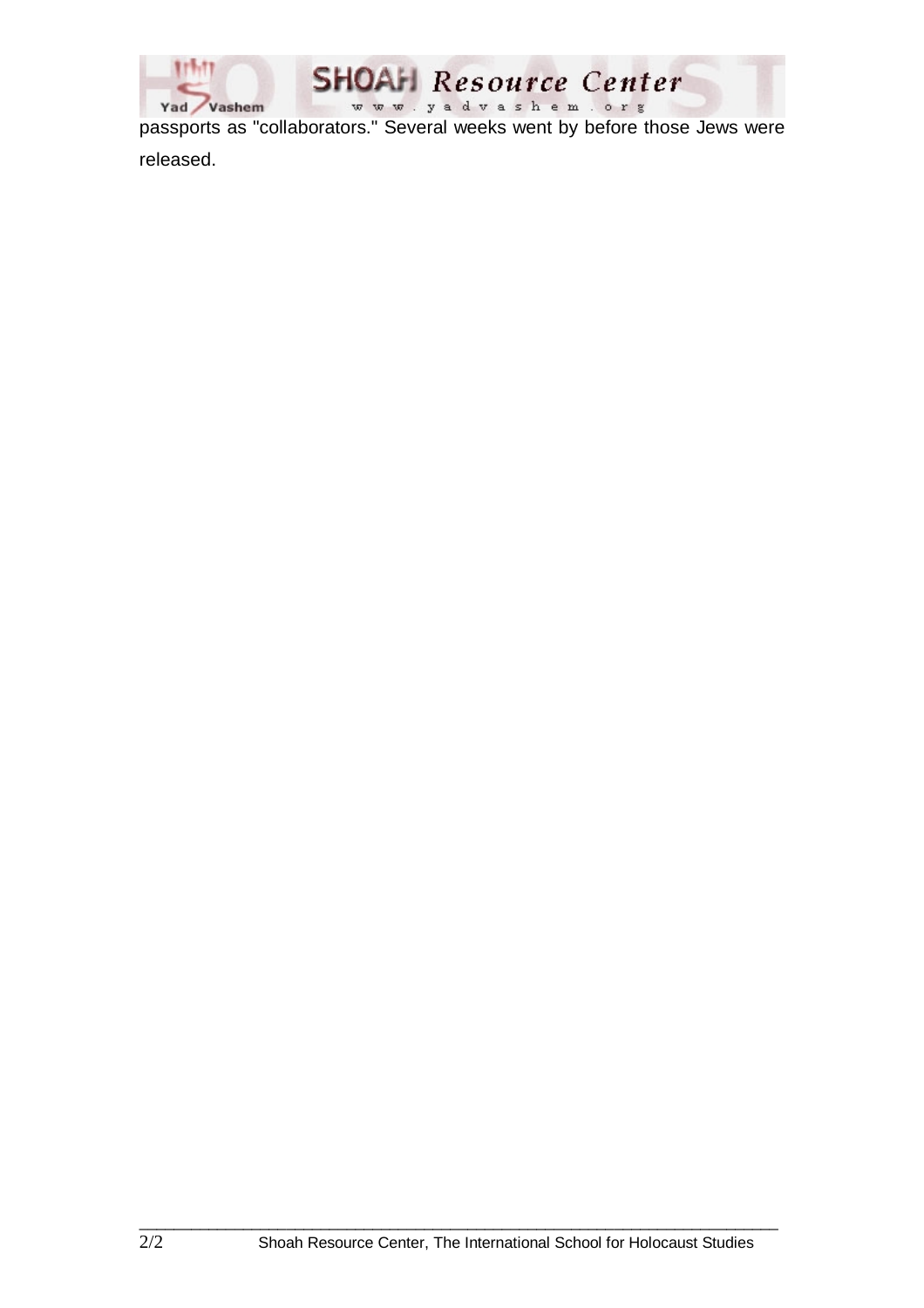passports as "collaborators." Several weeks went by before those Jews were released.